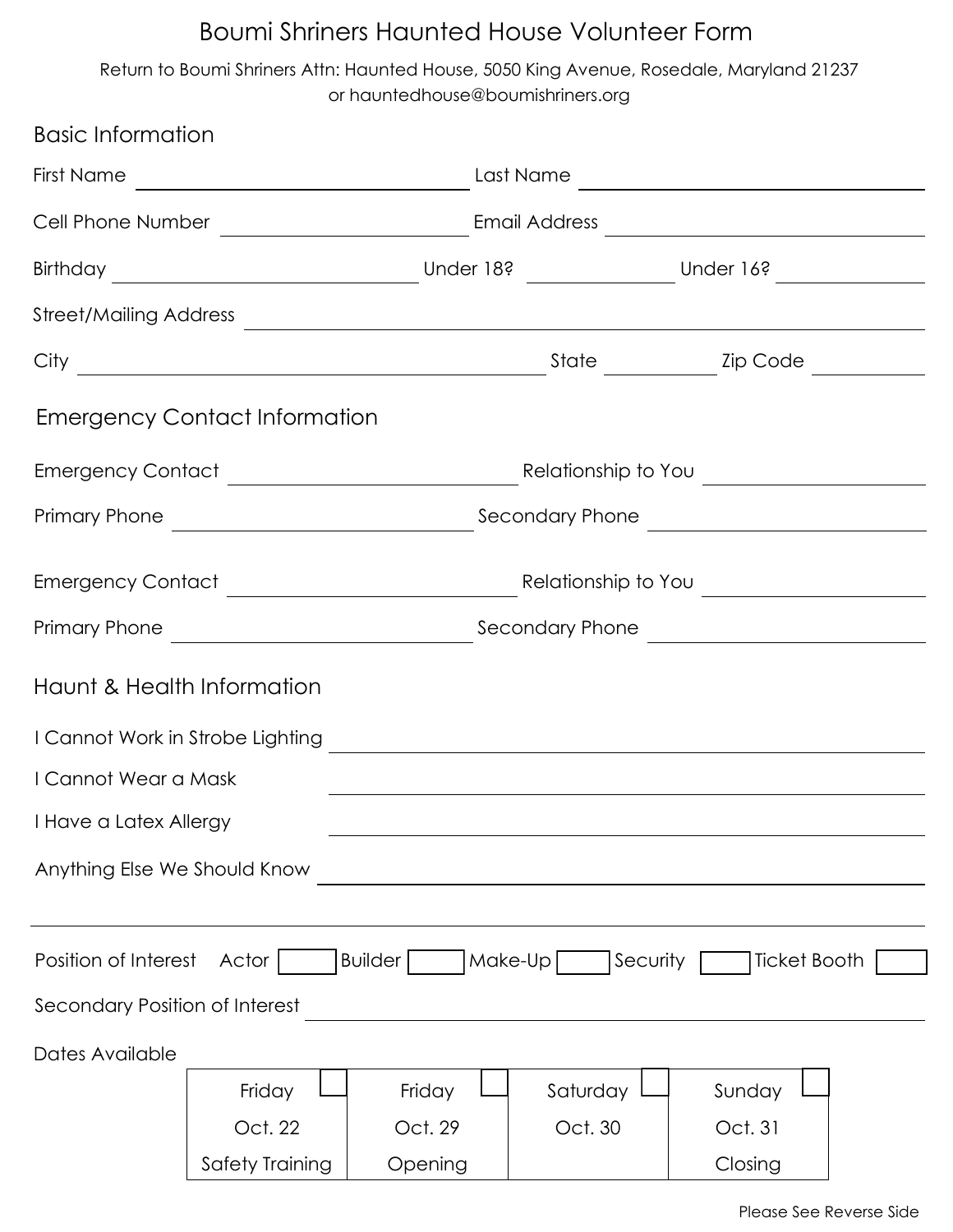# Boumi Shriners Haunted House Volunteer Form

Return to Boumi Shriners Attn: Haunted House, 5050 King Avenue, Rosedale, Maryland 21237
or hauntedhouse@boumishriners.org

## Basic Information

First Name ______________________ Last Name ______________________

Cell Phone Number ______________________ Email Address ______________________

Birthday ______________________ Under 18? ____________ Under 16? ____________

Street/Mailing Address ____________________________________________

City ______________________ State ____________ Zip Code ____________

## Emergency Contact Information

Emergency Contact ______________________ Relationship to You ______________________

Primary Phone ______________________ Secondary Phone ______________________

Emergency Contact ______________________ Relationship to You ______________________

Primary Phone ______________________ Secondary Phone ______________________

## Haunt & Health Information

I Cannot Work in Strobe Lighting ____________________________________________

I Cannot Wear a Mask ____________________________________________

I Have a Latex Allergy ____________________________________________

Anything Else We Should Know ____________________________________________

---

Position of Interest Actor ☐ Builder ☐ Make-Up ☐ Security ☐ Ticket Booth ☐

Secondary Position of Interest ____________________________________________

Dates Available

| Friday ☐ | Friday ☐ | Saturday ☐ | Sunday ☐ |
|---|---|---|---|
| Oct. 22 | Oct. 29 | Oct. 30 | Oct. 31 |
| Safety Training | Opening | | Closing |

Please See Reverse Side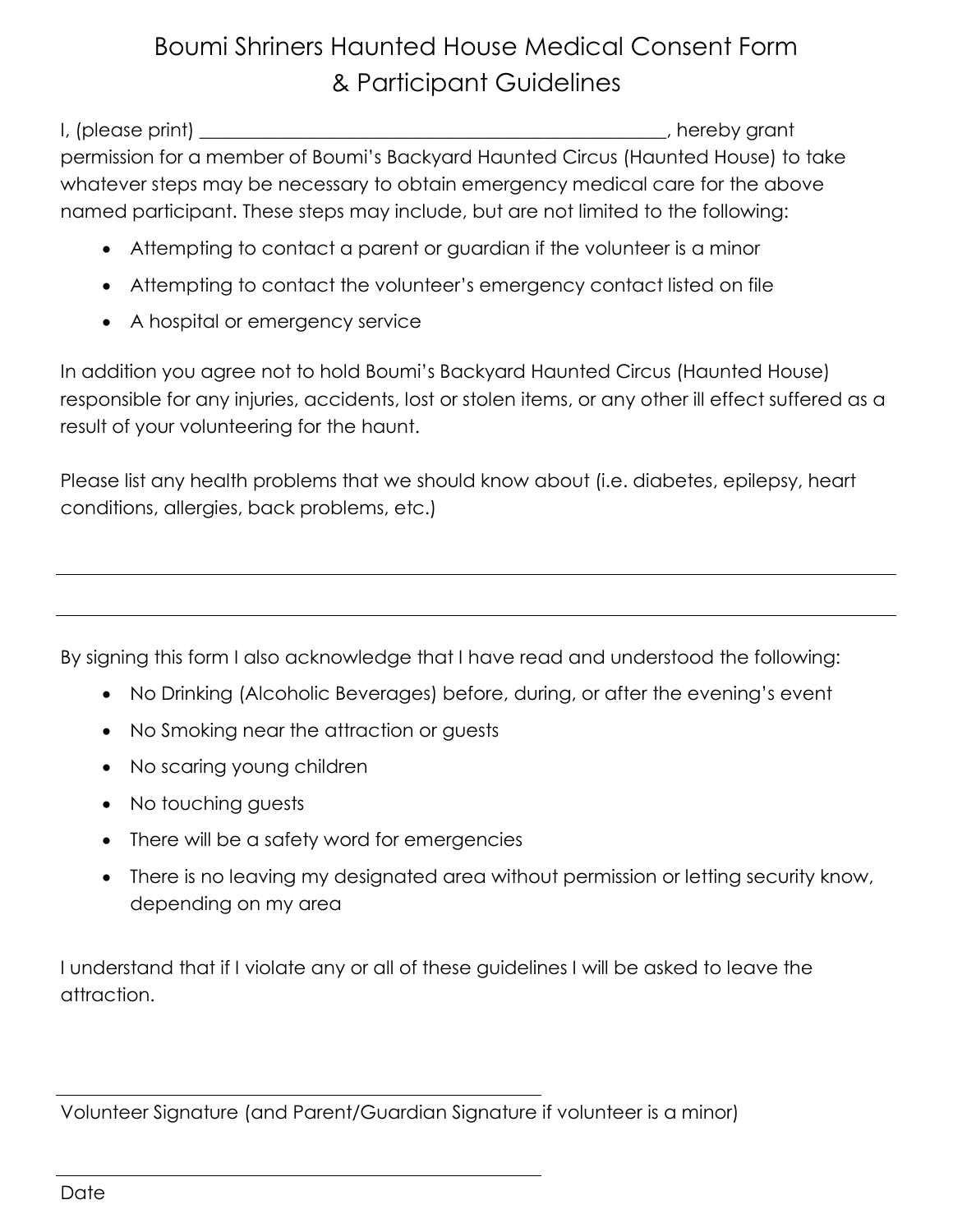# Boumi Shriners Haunted House Medical Consent Form & Participant Guidelines

I, (please print) ___________________________________________________, hereby grant permission for a member of Boumi's Backyard Haunted Circus (Haunted House) to take whatever steps may be necessary to obtain emergency medical care for the above named participant. These steps may include, but are not limited to the following:

- Attempting to contact a parent or guardian if the volunteer is a minor
- Attempting to contact the volunteer's emergency contact listed on file
- A hospital or emergency service

In addition you agree not to hold Boumi's Backyard Haunted Circus (Haunted House) responsible for any injuries, accidents, lost or stolen items, or any other ill effect suffered as a result of your volunteering for the haunt.

Please list any health problems that we should know about (i.e. diabetes, epilepsy, heart conditions, allergies, back problems, etc.)

______________________________________________________________________

______________________________________________________________________

By signing this form I also acknowledge that I have read and understood the following:

- No Drinking (Alcoholic Beverages) before, during, or after the evening's event
- No Smoking near the attraction or guests
- No scaring young children
- No touching guests
- There will be a safety word for emergencies
- There is no leaving my designated area without permission or letting security know, depending on my area

I understand that if I violate any or all of these guidelines I will be asked to leave the attraction.

______________________________________________

Volunteer Signature (and Parent/Guardian Signature if volunteer is a minor)

______________________________________________

Date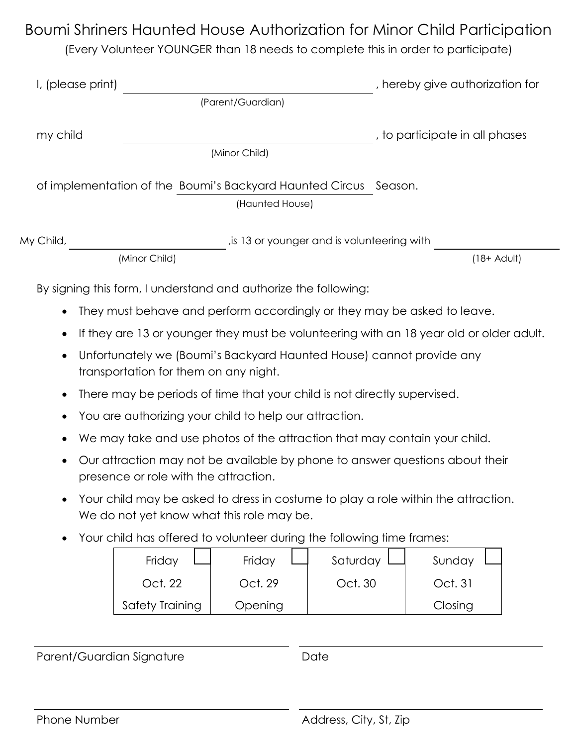# Boumi Shriners Haunted House Authorization for Minor Child Participation

(Every Volunteer YOUNGER than 18 needs to complete this in order to participate)

I, (please print) ______________________________ , hereby give authorization for
(Parent/Guardian)

my child ______________________________ , to participate in all phases
(Minor Child)

of implementation of the Boumi's Backyard Haunted Circus Season.
(Haunted House)

My Child, ____________________ ,is 13 or younger and is volunteering with ____________________
(Minor Child) (18+ Adult)

By signing this form, I understand and authorize the following:

- They must behave and perform accordingly or they may be asked to leave.
- If they are 13 or younger they must be volunteering with an 18 year old or older adult.
- Unfortunately we (Boumi's Backyard Haunted House) cannot provide any transportation for them on any night.
- There may be periods of time that your child is not directly supervised.
- You are authorizing your child to help our attraction.
- We may take and use photos of the attraction that may contain your child.
- Our attraction may not be available by phone to answer questions about their presence or role with the attraction.
- Your child may be asked to dress in costume to play a role within the attraction. We do not yet know what this role may be.
- Your child has offered to volunteer during the following time frames:

| | | | |
|---|---|---|---|
| Friday ☐ | Friday ☐ | Saturday ☐ | Sunday ☐ |
| Oct. 22 | Oct. 29 | Oct. 30 | Oct. 31 |
| Safety Training | Opening | | Closing |

______________________________ ______________________________
Parent/Guardian Signature Date

______________________________ ______________________________
Phone Number Address, City, St, Zip